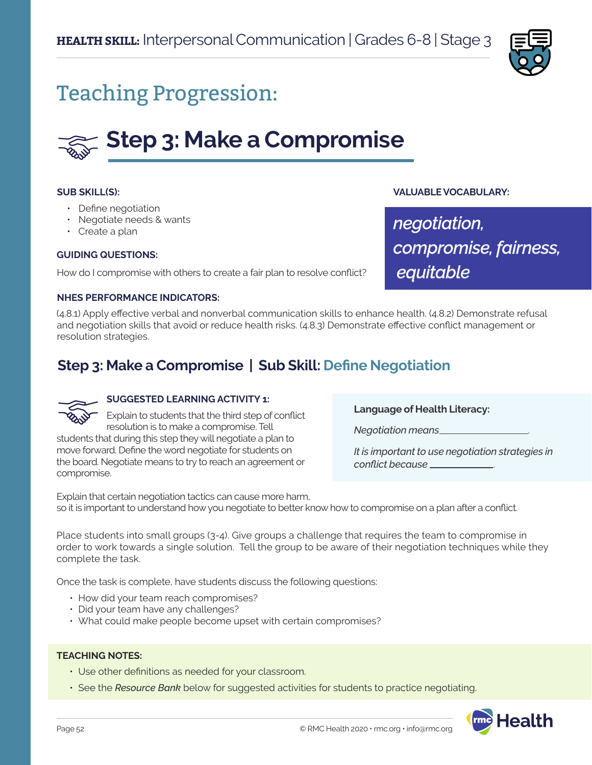**HEALTH SKILL:** Interpersonal Communication | Grades 6-8 | Stage 3

# Teaching Progression:

## Step 3: Make a Compromise

**SUB SKILL(S):**

- Define negotiation
- Negotiate needs & wants
- Create a plan

**GUIDING QUESTIONS:**

How do I compromise with others to create a fair plan to resolve conflict?

**VALUABLE VOCABULARY:**

*negotiation, compromise, fairness, equitable*

**NHES PERFORMANCE INDICATORS:**

(4.8.1) Apply effective verbal and nonverbal communication skills to enhance health. (4.8.2) Demonstrate refusal and negotiation skills that avoid or reduce health risks. (4.8.3) Demonstrate effective conflict management or resolution strategies.

### Step 3: Make a Compromise | Sub Skill: Define Negotiation

**SUGGESTED LEARNING ACTIVITY 1:**

Explain to students that the third step of conflict resolution is to make a compromise. Tell students that during this step they will negotiate a plan to move forward. Define the word negotiate for students on the board. Negotiate means to try to reach an agreement or compromise.

**Language of Health Literacy:**

*Negotiation means* ________________.

*It is important to use negotiation strategies in conflict because* ____________.

Explain that certain negotiation tactics can cause more harm, so it is important to understand how you negotiate to better know how to compromise on a plan after a conflict.

Place students into small groups (3-4). Give groups a challenge that requires the team to compromise in order to work towards a single solution. Tell the group to be aware of their negotiation techniques while they complete the task.

Once the task is complete, have students discuss the following questions:

- How did your team reach compromises?
- Did your team have any challenges?
- What could make people become upset with certain compromises?

**TEACHING NOTES:**

- Use other definitions as needed for your classroom.
- See the *Resource Bank* below for suggested activities for students to practice negotiating.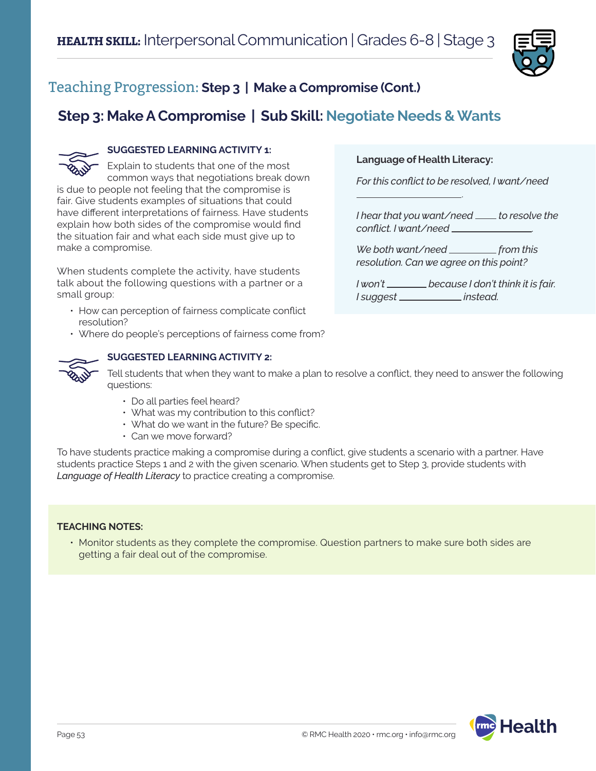# Teaching Progression: Step 3 | Make a Compromise (Cont.)

## Step 3: Make A Compromise | Sub Skill: Negotiate Needs & Wants

**SUGGESTED LEARNING ACTIVITY 1:**

Explain to students that one of the most common ways that negotiations break down is due to people not feeling that the compromise is fair. Give students examples of situations that could have different interpretations of fairness. Have students explain how both sides of the compromise would find the situation fair and what each side must give up to make a compromise.

When students complete the activity, have students talk about the following questions with a partner or a small group:

- How can perception of fairness complicate conflict resolution?
- Where do people's perceptions of fairness come from?

**Language of Health Literacy:**

*For this conflict to be resolved, I want/need ____________.*

*I hear that you want/need ____ to resolve the conflict. I want/need ____________.*

*We both want/need ________ from this resolution. Can we agree on this point?*

*I won't _______ because I don't think it is fair. I suggest ___________ instead.*

**SUGGESTED LEARNING ACTIVITY 2:**

Tell students that when they want to make a plan to resolve a conflict, they need to answer the following questions:

- Do all parties feel heard?
- What was my contribution to this conflict?
- What do we want in the future? Be specific.
- Can we move forward?

To have students practice making a compromise during a conflict, give students a scenario with a partner. Have students practice Steps 1 and 2 with the given scenario. When students get to Step 3, provide students with *Language of Health Literacy* to practice creating a compromise.

**TEACHING NOTES:**

- Monitor students as they complete the compromise. Question partners to make sure both sides are getting a fair deal out of the compromise.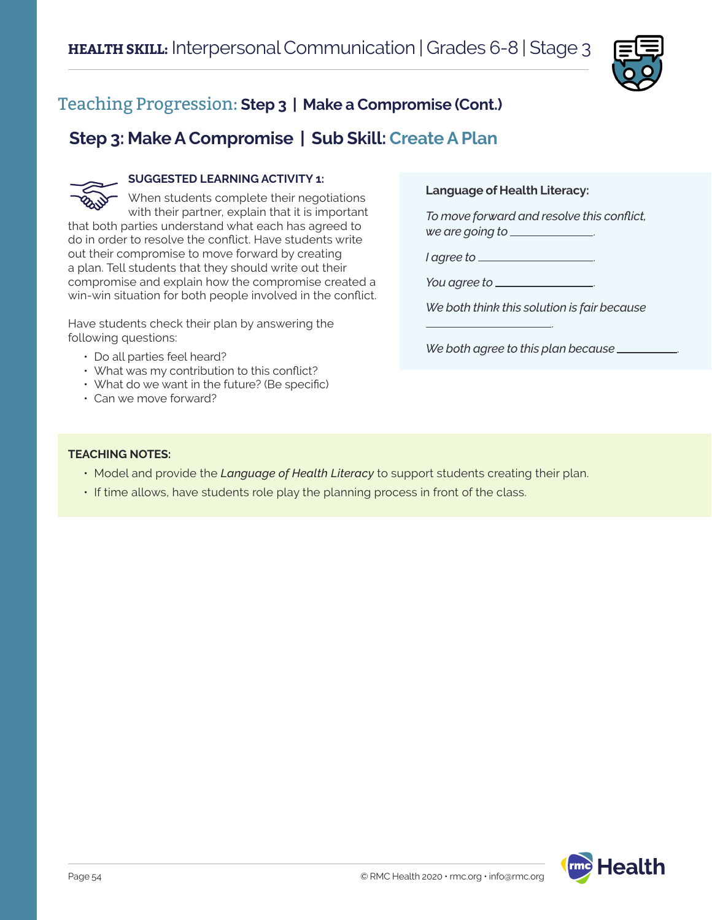## Teaching Progression: Step 3 | Make a Compromise (Cont.)

### Step 3: Make A Compromise | Sub Skill: Create A Plan

**SUGGESTED LEARNING ACTIVITY 1:**

When students complete their negotiations with their partner, explain that it is important that both parties understand what each has agreed to do in order to resolve the conflict. Have students write out their compromise to move forward by creating a plan. Tell students that they should write out their compromise and explain how the compromise created a win-win situation for both people involved in the conflict.

Have students check their plan by answering the following questions:

- Do all parties feel heard?
- What was my contribution to this conflict?
- What do we want in the future? (Be specific)
- Can we move forward?

**Language of Health Literacy:**

*To move forward and resolve this conflict, we are going to* ____________.

*I agree to* ____________.

*You agree to* ____________.

*We both think this solution is fair because* ____________.

*We both agree to this plan because* ____________.

**TEACHING NOTES:**

- Model and provide the ***Language of Health Literacy*** to support students creating their plan.
- If time allows, have students role play the planning process in front of the class.